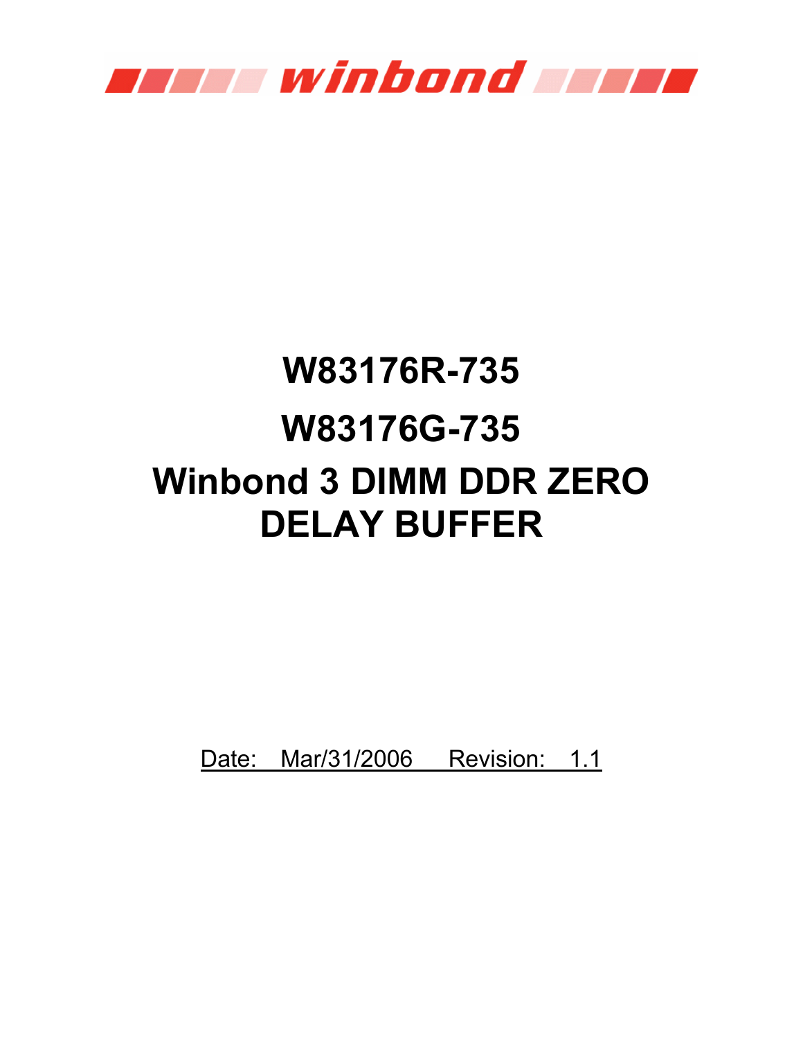winbond

# W83176R-735

# W83176G-735

# Winbond 3 DIMM DDR ZERO DELAY BUFFER

Date: Mar/31/2006 Revision: 1.1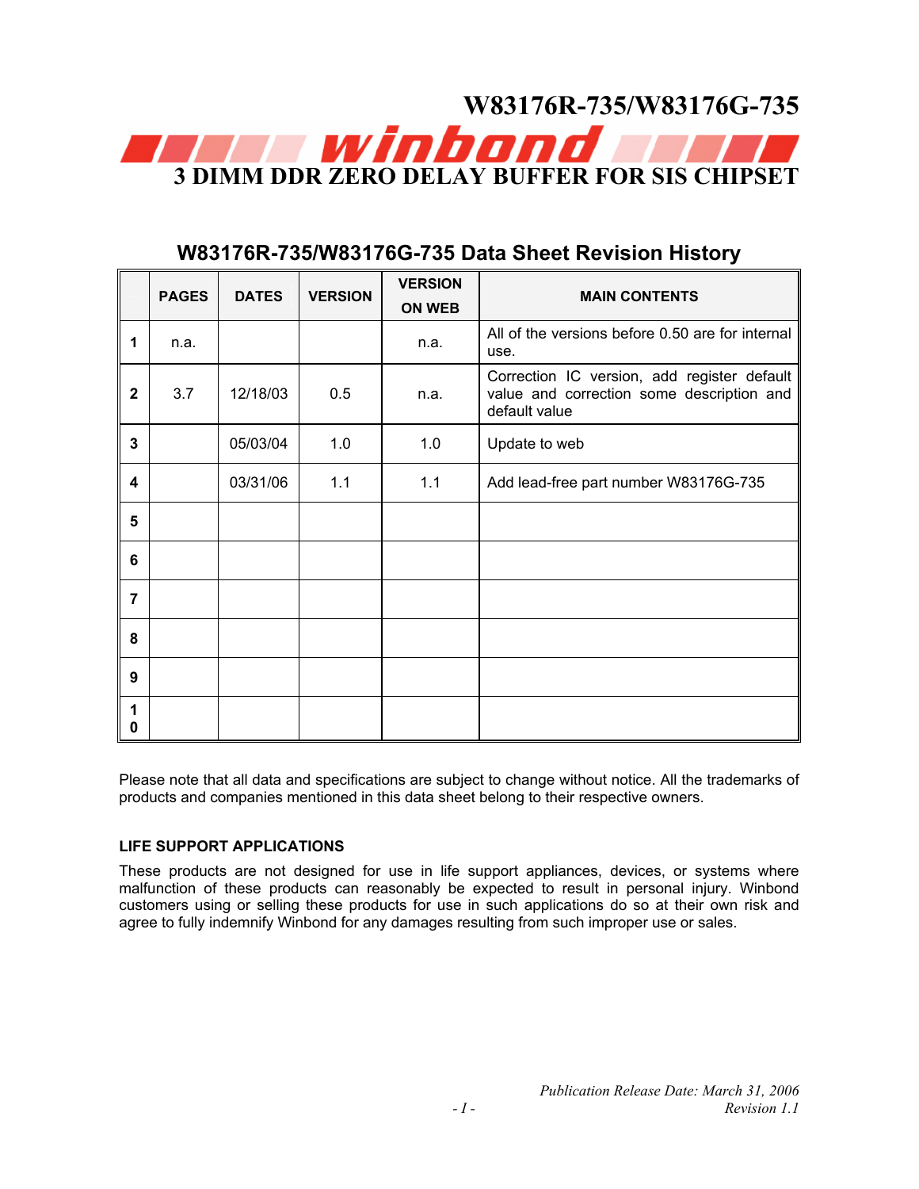# W83176R-735/W83176G-735

# 3 DIMM DDR ZERO DELAY BUFFER FOR SIS CHIPSET

## W83176R-735/W83176G-735 Data Sheet Revision History

| | PAGES | DATES | VERSION | VERSION ON WEB | MAIN CONTENTS |
|---|---|---|---|---|---|
| 1 | n.a. | | | n.a. | All of the versions before 0.50 are for internal use. |
| 2 | 3.7 | 12/18/03 | 0.5 | n.a. | Correction IC version, add register default value and correction some description and default value |
| 3 | | 05/03/04 | 1.0 | 1.0 | Update to web |
| 4 | | 03/31/06 | 1.1 | 1.1 | Add lead-free part number W83176G-735 |
| 5 | | | | | |
| 6 | | | | | |
| 7 | | | | | |
| 8 | | | | | |
| 9 | | | | | |
| 10 | | | | | |

Please note that all data and specifications are subject to change without notice. All the trademarks of products and companies mentioned in this data sheet belong to their respective owners.

**LIFE SUPPORT APPLICATIONS**

These products are not designed for use in life support appliances, devices, or systems where malfunction of these products can reasonably be expected to result in personal injury. Winbond customers using or selling these products for use in such applications do so at their own risk and agree to fully indemnify Winbond for any damages resulting from such improper use or sales.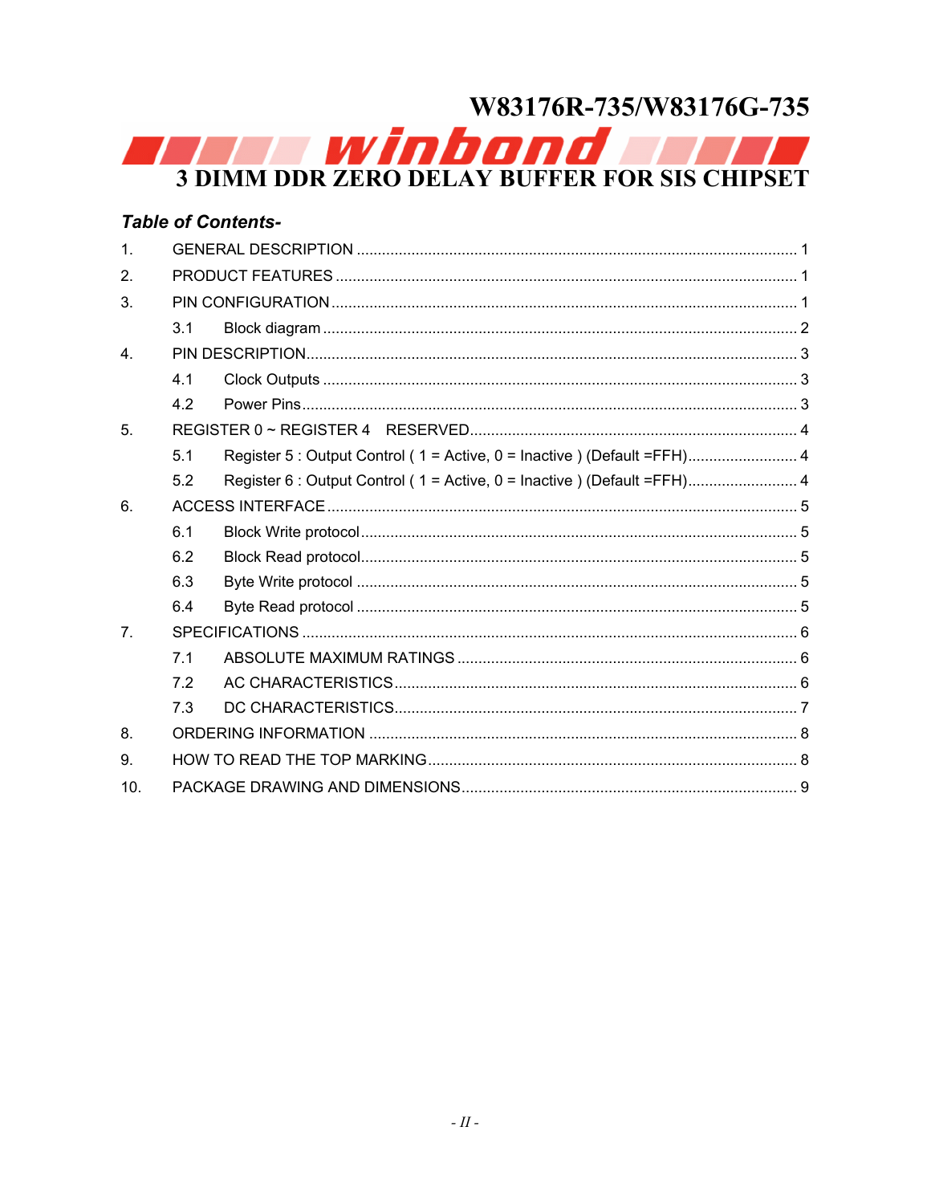# W83176R-735/W83176G-735

## 3 DIMM DDR ZERO DELAY BUFFER FOR SIS CHIPSET

### *Table of Contents-*

1. GENERAL DESCRIPTION ........................................ 1
2. PRODUCT FEATURES ........................................ 1
3. PIN CONFIGURATION ........................................ 1
   - 3.1 Block diagram ........................................ 2
4. PIN DESCRIPTION ........................................ 3
   - 4.1 Clock Outputs ........................................ 3
   - 4.2 Power Pins ........................................ 3
5. REGISTER 0 ~ REGISTER 4 RESERVED ........................................ 4
   - 5.1 Register 5 : Output Control ( 1 = Active, 0 = Inactive ) (Default =FFH) ........................................ 4
   - 5.2 Register 6 : Output Control ( 1 = Active, 0 = Inactive ) (Default =FFH) ........................................ 4
6. ACCESS INTERFACE ........................................ 5
   - 6.1 Block Write protocol ........................................ 5
   - 6.2 Block Read protocol ........................................ 5
   - 6.3 Byte Write protocol ........................................ 5
   - 6.4 Byte Read protocol ........................................ 5
7. SPECIFICATIONS ........................................ 6
   - 7.1 ABSOLUTE MAXIMUM RATINGS ........................................ 6
   - 7.2 AC CHARACTERISTICS ........................................ 6
   - 7.3 DC CHARACTERISTICS ........................................ 7
8. ORDERING INFORMATION ........................................ 8
9. HOW TO READ THE TOP MARKING ........................................ 8
10. PACKAGE DRAWING AND DIMENSIONS ........................................ 9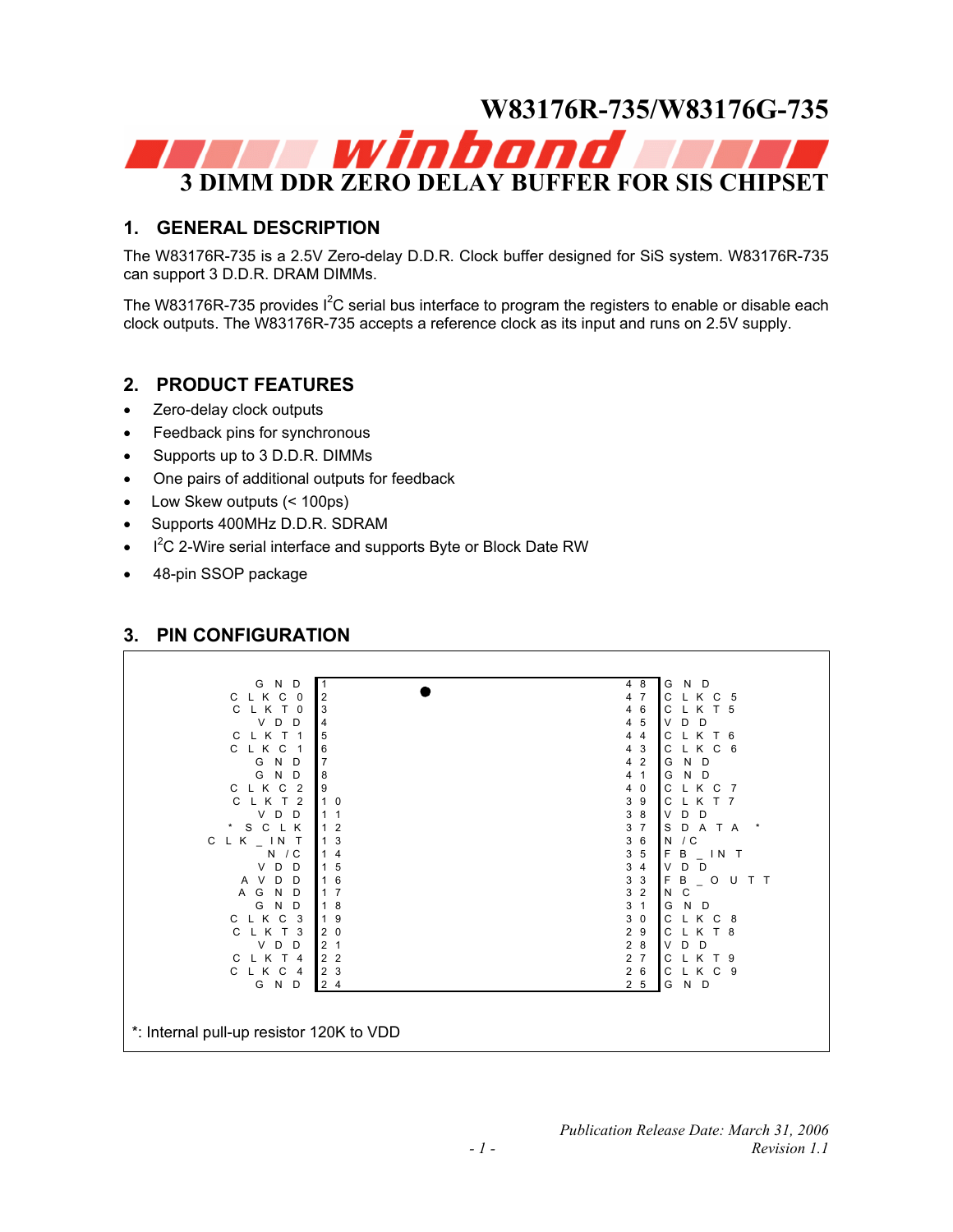# W83176R-735/W83176G-735

## 3 DIMM DDR ZERO DELAY BUFFER FOR SIS CHIPSET

## 1. GENERAL DESCRIPTION

The W83176R-735 is a 2.5V Zero-delay D.D.R. Clock buffer designed for SiS system. W83176R-735 can support 3 D.D.R. DRAM DIMMs.

The W83176R-735 provides I²C serial bus interface to program the registers to enable or disable each clock outputs. The W83176R-735 accepts a reference clock as its input and runs on 2.5V supply.

## 2. PRODUCT FEATURES

- Zero-delay clock outputs
- Feedback pins for synchronous
- Supports up to 3 D.D.R. DIMMs
- One pairs of additional outputs for feedback
- Low Skew outputs (< 100ps)
- Supports 400MHz D.D.R. SDRAM
- I²C 2-Wire serial interface and supports Byte or Block Date RW
- 48-pin SSOP package

## 3. PIN CONFIGURATION

| Pin Name | Pin | Pin | Pin Name |
|---|---|---|---|
| GND | 1 | 48 | GND |
| CLKC0 | 2 | 47 | CLKC5 |
| CLKT0 | 3 | 46 | CLKT5 |
| VDD | 4 | 45 | VDD |
| CLKT1 | 5 | 44 | CLKT6 |
| CLKC1 | 6 | 43 | CLKC6 |
| GND | 7 | 42 | GND |
| GND | 8 | 41 | GND |
| CLKC2 | 9 | 40 | CLKC7 |
| CLKT2 | 10 | 39 | CLKT7 |
| VDD | 11 | 38 | VDD |
| *SCLK | 12 | 37 | SDATA* |
| CLK_INT | 13 | 36 | N/C |
| N/C | 14 | 35 | FB_INT |
| VDD | 15 | 34 | VDD |
| AVDD | 16 | 33 | FB_OUTT |
| AGND | 17 | 32 | NC |
| GND | 18 | 31 | GND |
| CLKC3 | 19 | 30 | CLKC8 |
| CLKT3 | 20 | 29 | CLKT8 |
| VDD | 21 | 28 | VDD |
| CLKT4 | 22 | 27 | CLKT9 |
| CLKC4 | 23 | 26 | CLKC9 |
| GND | 24 | 25 | GND |

*: Internal pull-up resistor 120K to VDD

*Publication Release Date: March 31, 2006*
*Revision 1.1*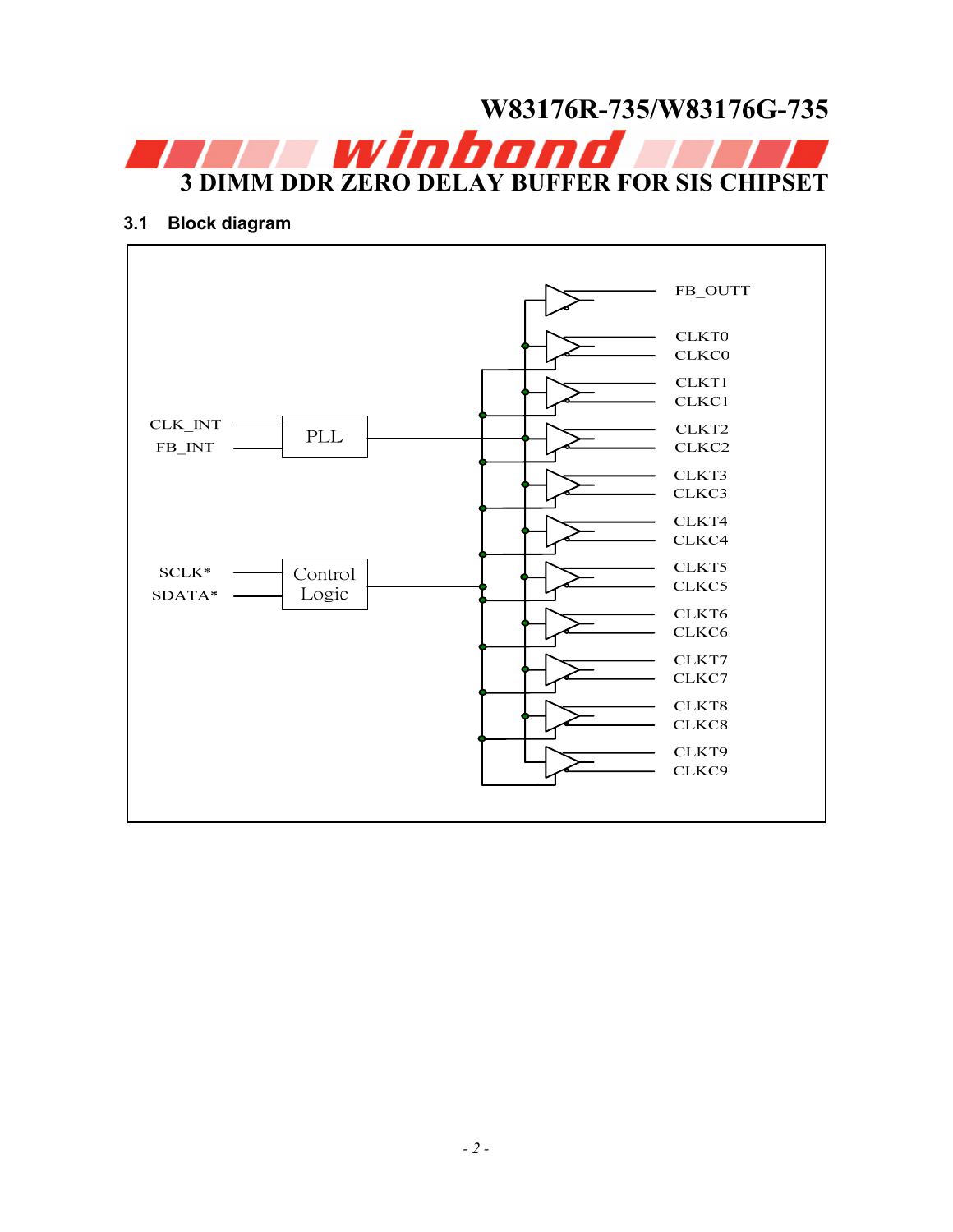### 3.1 Block diagram

CLK_INT
FB_INT
PLL

SCLK*
SDATA*
Control Logic

FB_OUTT
CLKT0
CLKC0
CLKT1
CLKC1
CLKT2
CLKC2
CLKT3
CLKC3
CLKT4
CLKC4
CLKT5
CLKC5
CLKT6
CLKC6
CLKT7
CLKC7
CLKT8
CLKC8
CLKT9
CLKC9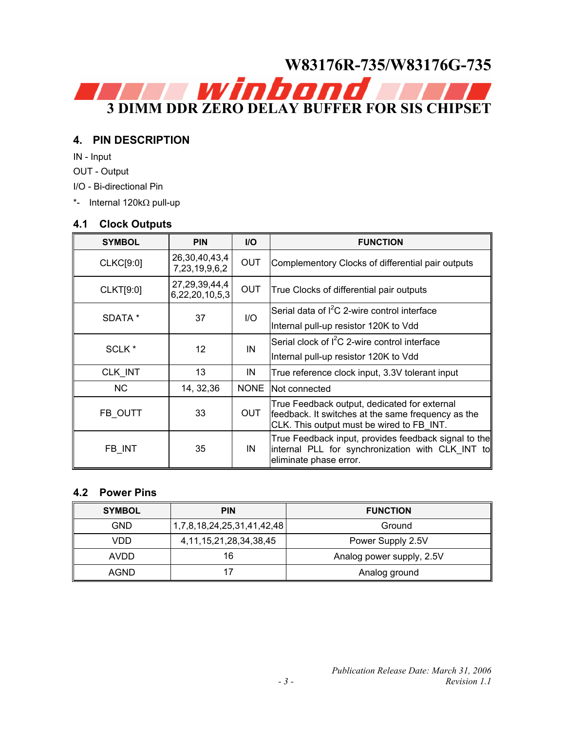## 4. PIN DESCRIPTION

IN - Input

OUT - Output

I/O - Bi-directional Pin

*- Internal 120kΩ pull-up

### 4.1 Clock Outputs

| SYMBOL | PIN | I/O | FUNCTION |
|---|---|---|---|
| CLKC[9:0] | 26,30,40,43,47,23,19,9,6,2 | OUT | Complementory Clocks of differential pair outputs |
| CLKT[9:0] | 27,29,39,44,46,22,20,10,5,3 | OUT | True Clocks of differential pair outputs |
| SDATA * | 37 | I/O | Serial data of I$^2$C 2-wire control interface<br>Internal pull-up resistor 120K to Vdd |
| SCLK * | 12 | IN | Serial clock of I$^2$C 2-wire control interface<br>Internal pull-up resistor 120K to Vdd |
| CLK_INT | 13 | IN | True reference clock input, 3.3V tolerant input |
| NC | 14, 32,36 | NONE | Not connected |
| FB_OUTT | 33 | OUT | True Feedback output, dedicated for external feedback. It switches at the same frequency as the CLK. This output must be wired to FB_INT. |
| FB_INT | 35 | IN | True Feedback input, provides feedback signal to the internal PLL for synchronization with CLK_INT to eliminate phase error. |

### 4.2 Power Pins

| SYMBOL | PIN | FUNCTION |
|---|---|---|
| GND | 1,7,8,18,24,25,31,41,42,48 | Ground |
| VDD | 4,11,15,21,28,34,38,45 | Power Supply 2.5V |
| AVDD | 16 | Analog power supply, 2.5V |
| AGND | 17 | Analog ground |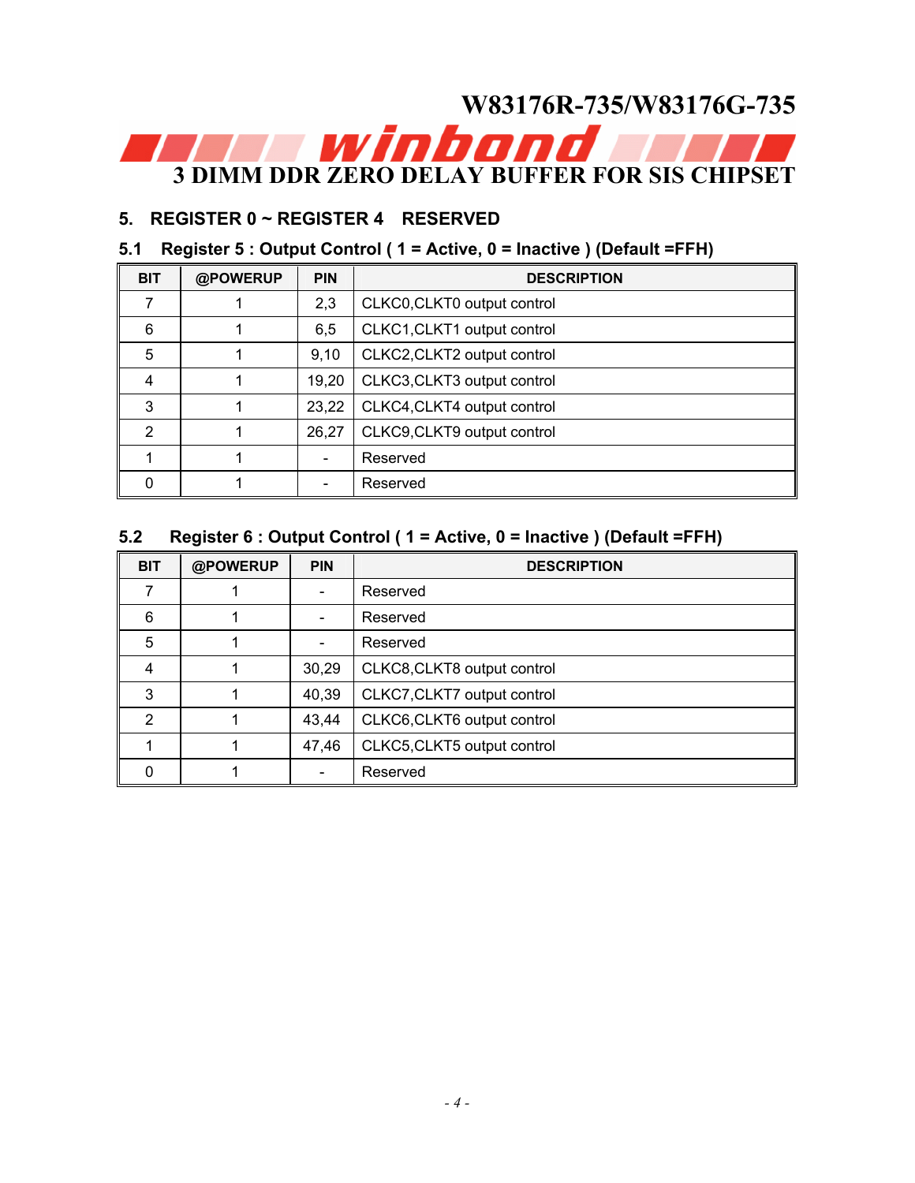## 5. REGISTER 0 ~ REGISTER 4 RESERVED

### 5.1 Register 5 : Output Control ( 1 = Active, 0 = Inactive ) (Default =FFH)

| BIT | @POWERUP | PIN | DESCRIPTION |
|---|---|---|---|
| 7 | 1 | 2,3 | CLKC0,CLKT0 output control |
| 6 | 1 | 6,5 | CLKC1,CLKT1 output control |
| 5 | 1 | 9,10 | CLKC2,CLKT2 output control |
| 4 | 1 | 19,20 | CLKC3,CLKT3 output control |
| 3 | 1 | 23,22 | CLKC4,CLKT4 output control |
| 2 | 1 | 26,27 | CLKC9,CLKT9 output control |
| 1 | 1 | - | Reserved |
| 0 | 1 | - | Reserved |

### 5.2 Register 6 : Output Control ( 1 = Active, 0 = Inactive ) (Default =FFH)

| BIT | @POWERUP | PIN | DESCRIPTION |
|---|---|---|---|
| 7 | 1 | - | Reserved |
| 6 | 1 | - | Reserved |
| 5 | 1 | - | Reserved |
| 4 | 1 | 30,29 | CLKC8,CLKT8 output control |
| 3 | 1 | 40,39 | CLKC7,CLKT7 output control |
| 2 | 1 | 43,44 | CLKC6,CLKT6 output control |
| 1 | 1 | 47,46 | CLKC5,CLKT5 output control |
| 0 | 1 | - | Reserved |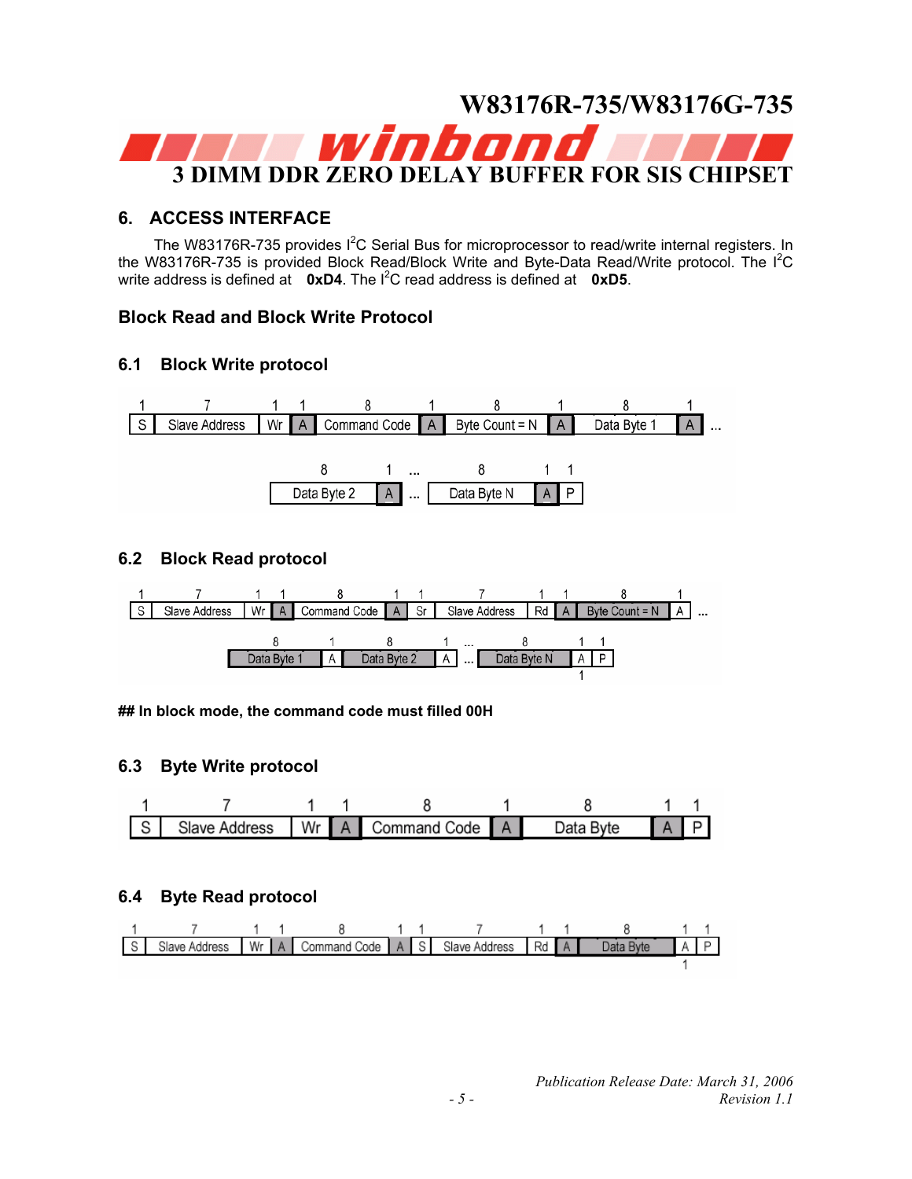## 6. ACCESS INTERFACE

The W83176R-735 provides I$^2$C Serial Bus for microprocessor to read/write internal registers. In the W83176R-735 is provided Block Read/Block Write and Byte-Data Read/Write protocol. The I$^2$C write address is defined at **0xD4**. The I$^2$C read address is defined at **0xD5**.

### Block Read and Block Write Protocol

### 6.1 Block Write protocol

| 1 | 7 | 1 | 1 | 8 | 1 | 8 | 1 | 8 | 1 | |
|---|---|---|---|---|---|---|---|---|---|---|
| S | Slave Address | Wr | A | Command Code | A | Byte Count = N | A | Data Byte 1 | A | ... |

| 8 | 1 | ... | 8 | 1 | 1 |
|---|---|---|---|---|---|
| Data Byte 2 | A | ... | Data Byte N | A | P |

### 6.2 Block Read protocol

| 1 | 7 | 1 | 1 | 8 | 1 | 1 | 7 | 1 | 1 | 8 | 1 | |
|---|---|---|---|---|---|---|---|---|---|---|---|---|
| S | Slave Address | Wr | A | Command Code | A | Sr | Slave Address | Rd | A | Byte Count = N | A | ... |

| 8 | 1 | 8 | 1 | ... | 8 | 1 | 1 |
|---|---|---|---|---|---|---|---|
| Data Byte 1 | A | Data Byte 2 | A | ... | Data Byte N | A | P |
| | | | | | | 1 | |

**## In block mode, the command code must filled 00H**

### 6.3 Byte Write protocol

| 1 | 7 | 1 | 1 | 8 | 1 | 8 | 1 | 1 |
|---|---|---|---|---|---|---|---|---|
| S | Slave Address | Wr | A | Command Code | A | Data Byte | A | P |

### 6.4 Byte Read protocol

| 1 | 7 | 1 | 1 | 8 | 1 | 1 | 7 | 1 | 1 | 8 | 1 | 1 |
|---|---|---|---|---|---|---|---|---|---|---|---|---|
| S | Slave Address | Wr | A | Command Code | A | S | Slave Address | Rd | A | Data Byte | A | P |
| | | | | | | | | | | | 1 | |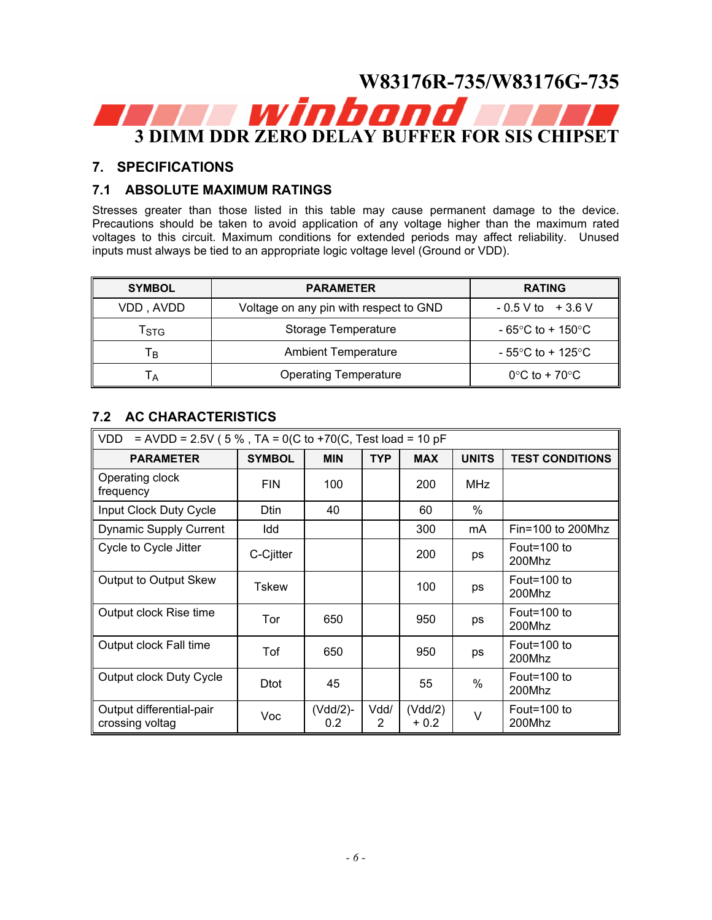## 7. SPECIFICATIONS

### 7.1 ABSOLUTE MAXIMUM RATINGS

Stresses greater than those listed in this table may cause permanent damage to the device. Precautions should be taken to avoid application of any voltage higher than the maximum rated voltages to this circuit. Maximum conditions for extended periods may affect reliability. Unused inputs must always be tied to an appropriate logic voltage level (Ground or VDD).

| SYMBOL | PARAMETER | RATING |
|---|---|---|
| VDD , AVDD | Voltage on any pin with respect to GND | - 0.5 V to + 3.6 V |
| $T_{STG}$ | Storage Temperature | - 65°C to + 150°C |
| $T_B$ | Ambient Temperature | - 55°C to + 125°C |
| $T_A$ | Operating Temperature | 0°C to + 70°C |

### 7.2 AC CHARACTERISTICS

| VDD = AVDD = 2.5V ( 5 % , TA = 0(C to +70(C, Test load = 10 pF | | | | | | |
|---|---|---|---|---|---|---|
| **PARAMETER** | **SYMBOL** | **MIN** | **TYP** | **MAX** | **UNITS** | **TEST CONDITIONS** |
| Operating clock frequency | FIN | 100 | | 200 | MHz | |
| Input Clock Duty Cycle | Dtin | 40 | | 60 | % | |
| Dynamic Supply Current | Idd | | | 300 | mA | Fin=100 to 200Mhz |
| Cycle to Cycle Jitter | C-Cjitter | | | 200 | ps | Fout=100 to 200Mhz |
| Output to Output Skew | Tskew | | | 100 | ps | Fout=100 to 200Mhz |
| Output clock Rise time | Tor | 650 | | 950 | ps | Fout=100 to 200Mhz |
| Output clock Fall time | Tof | 650 | | 950 | ps | Fout=100 to 200Mhz |
| Output clock Duty Cycle | Dtot | 45 | | 55 | % | Fout=100 to 200Mhz |
| Output differential-pair crossing voltag | Voc | (Vdd/2)-0.2 | Vdd/2 | (Vdd/2) + 0.2 | V | Fout=100 to 200Mhz |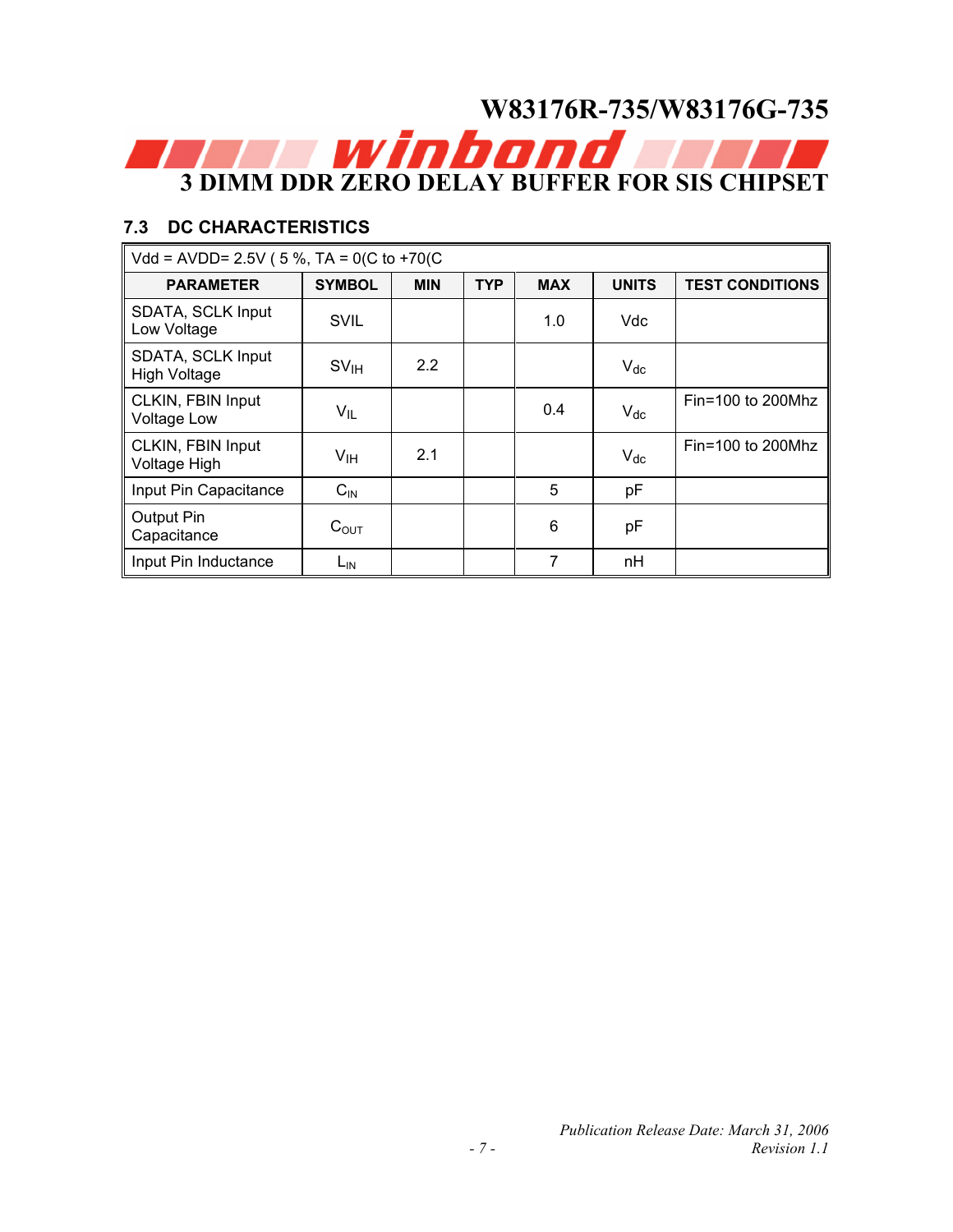### 7.3 DC CHARACTERISTICS

| Vdd = AVDD= 2.5V ( 5 %, TA = 0(C to +70(C | | | | | | |
|---|---|---|---|---|---|---|
| **PARAMETER** | **SYMBOL** | **MIN** | **TYP** | **MAX** | **UNITS** | **TEST CONDITIONS** |
| SDATA, SCLK Input Low Voltage | SVIL | | | 1.0 | Vdc | |
| SDATA, SCLK Input High Voltage | $SV_{IH}$ | 2.2 | | | $V_{dc}$ | |
| CLKIN, FBIN Input Voltage Low | $V_{IL}$ | | | 0.4 | $V_{dc}$ | Fin=100 to 200Mhz |
| CLKIN, FBIN Input Voltage High | $V_{IH}$ | 2.1 | | | $V_{dc}$ | Fin=100 to 200Mhz |
| Input Pin Capacitance | $C_{IN}$ | | | 5 | pF | |
| Output Pin Capacitance | $C_{OUT}$ | | | 6 | pF | |
| Input Pin Inductance | $L_{IN}$ | | | 7 | nH | |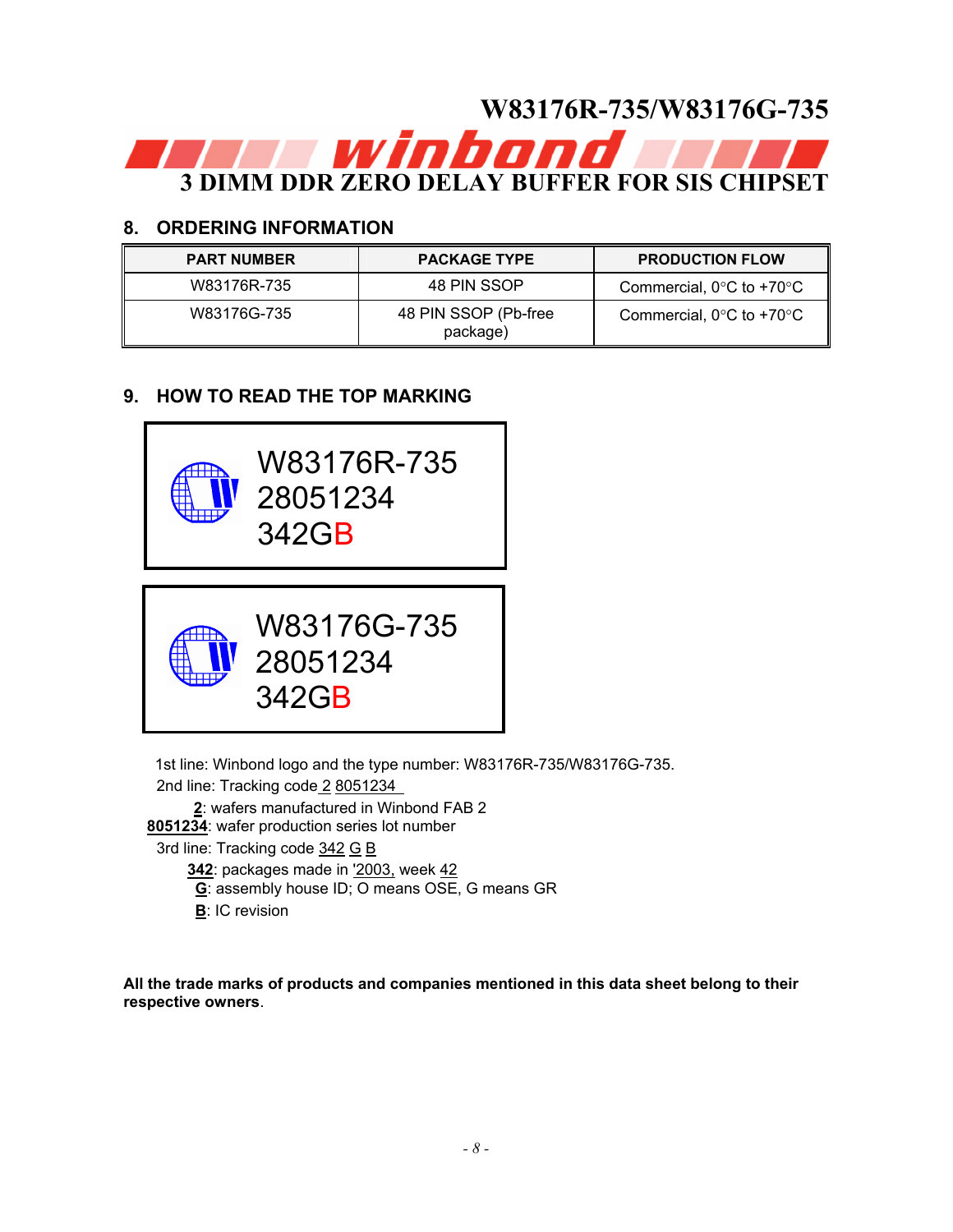## 8. ORDERING INFORMATION

| PART NUMBER | PACKAGE TYPE | PRODUCTION FLOW |
|---|---|---|
| W83176R-735 | 48 PIN SSOP | Commercial, 0°C to +70°C |
| W83176G-735 | 48 PIN SSOP (Pb-free package) | Commercial, 0°C to +70°C |

## 9. HOW TO READ THE TOP MARKING

W83176R-735
28051234
342GB

W83176G-735
28051234
342GB

1st line: Winbond logo and the type number: W83176R-735/W83176G-735.

2nd line: Tracking code 2 8051234

**2**: wafers manufactured in Winbond FAB 2

**8051234**: wafer production series lot number

3rd line: Tracking code 342 G B

**342**: packages made in '2003, week 42

**G**: assembly house ID; O means OSE, G means GR

**B**: IC revision

**All the trade marks of products and companies mentioned in this data sheet belong to their respective owners**.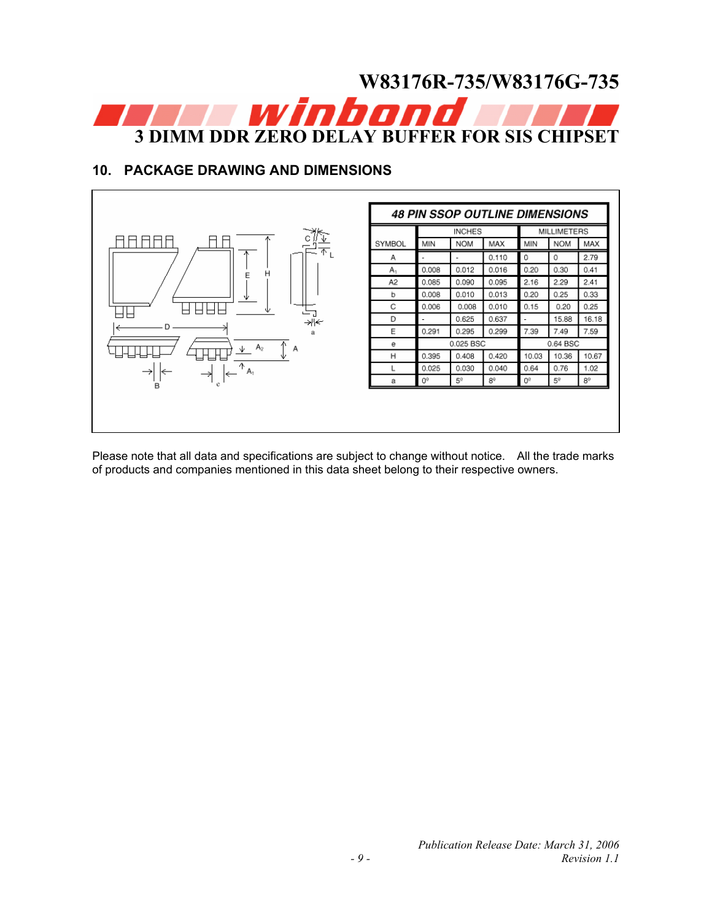## 10. PACKAGE DRAWING AND DIMENSIONS

**48 PIN SSOP OUTLINE DIMENSIONS**

| SYMBOL | INCHES | | | MILLIMETERS | | |
|---|---|---|---|---|---|---|
| | MIN | NOM | MAX | MIN | NOM | MAX |
| A | - | - | 0.110 | 0 | 0 | 2.79 |
| $A_1$ | 0.008 | 0.012 | 0.016 | 0.20 | 0.30 | 0.41 |
| A2 | 0.085 | 0.090 | 0.095 | 2.16 | 2.29 | 2.41 |
| b | 0.008 | 0.010 | 0.013 | 0.20 | 0.25 | 0.33 |
| C | 0.006 | 0.008 | 0.010 | 0.15 | 0.20 | 0.25 |
| D | - | 0.625 | 0.637 | - | 15.88 | 16.18 |
| E | 0.291 | 0.295 | 0.299 | 7.39 | 7.49 | 7.59 |
| e | 0.025 BSC | | | 0.64 BSC | | |
| H | 0.395 | 0.408 | 0.420 | 10.03 | 10.36 | 10.67 |
| L | 0.025 | 0.030 | 0.040 | 0.64 | 0.76 | 1.02 |
| a | 0° | 5° | 8° | 0° | 5° | 8° |

Please note that all data and specifications are subject to change without notice. All the trade marks of products and companies mentioned in this data sheet belong to their respective owners.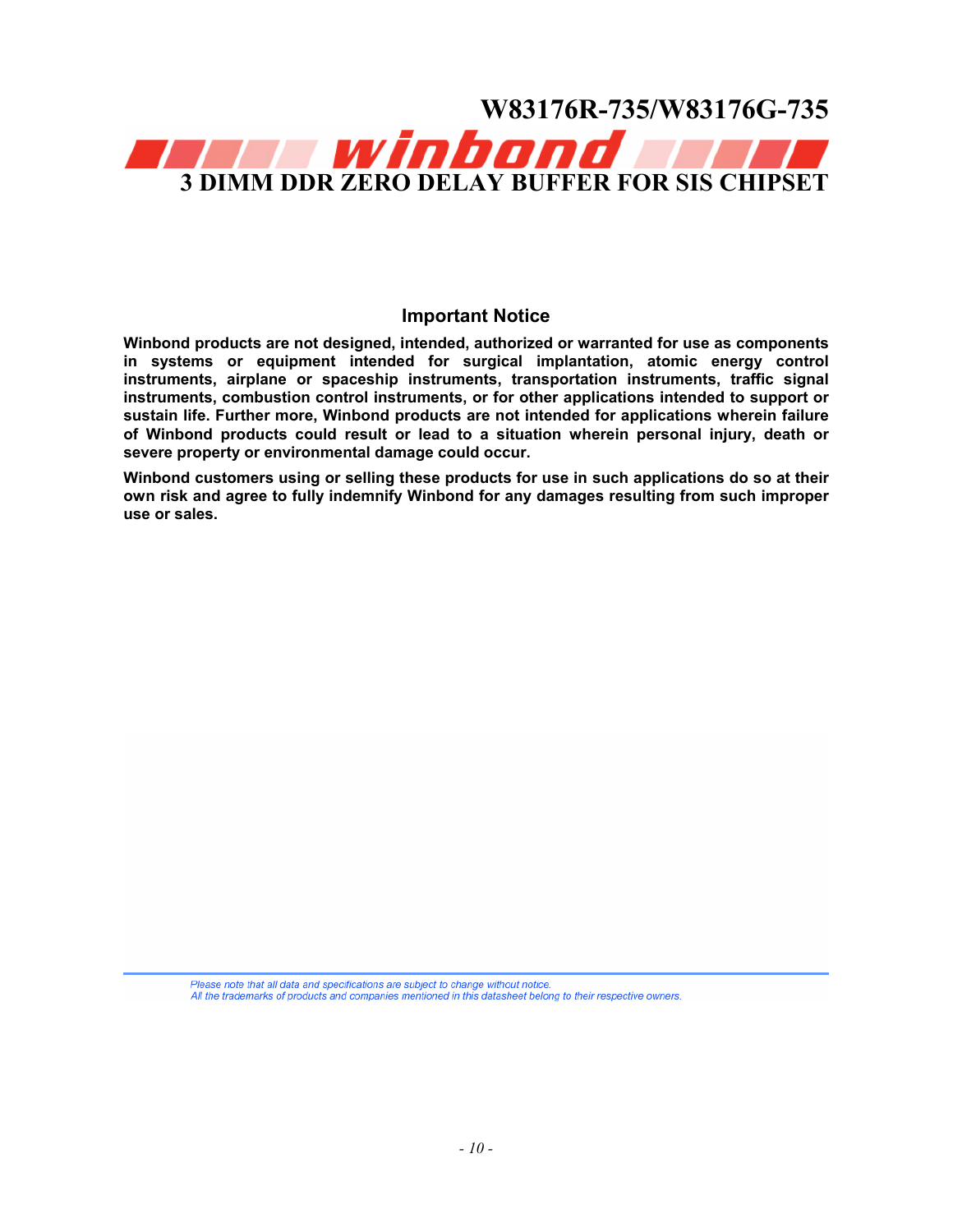## Important Notice

**Winbond products are not designed, intended, authorized or warranted for use as components in systems or equipment intended for surgical implantation, atomic energy control instruments, airplane or spaceship instruments, transportation instruments, traffic signal instruments, combustion control instruments, or for other applications intended to support or sustain life. Further more, Winbond products are not intended for applications wherein failure of Winbond products could result or lead to a situation wherein personal injury, death or severe property or environmental damage could occur.**

**Winbond customers using or selling these products for use in such applications do so at their own risk and agree to fully indemnify Winbond for any damages resulting from such improper use or sales.**

---

*Please note that all data and specifications are subject to change without notice.*
*All the trademarks of products and companies mentioned in this datasheet belong to their respective owners.*